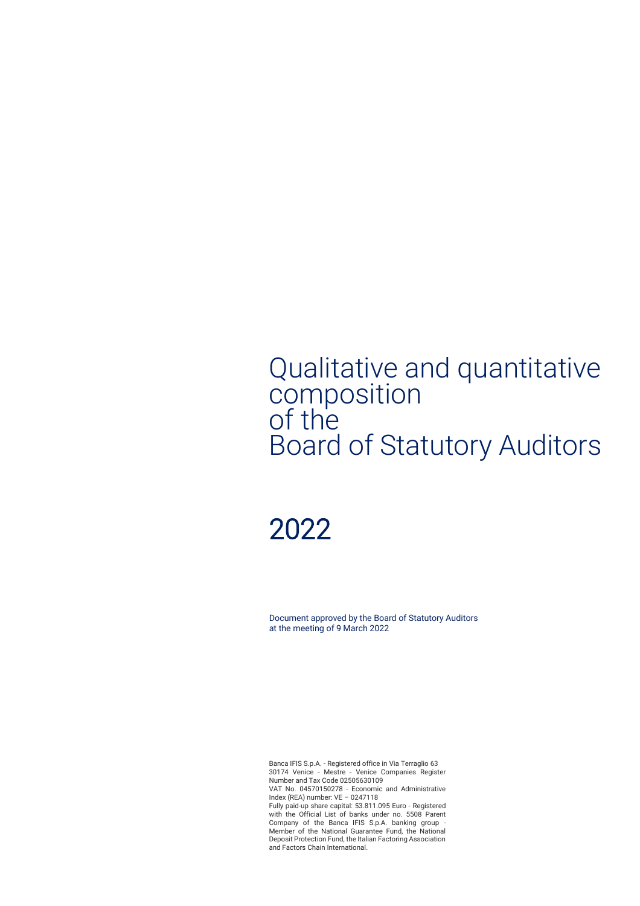# Qualitative and quantitative composition of the Board of Statutory Auditors

# 2022

Document approved by the Board of Statutory Auditors at the meeting of 9 March 2022

Banca IFIS S.p.A. - Registered office in Via Terraglio 63 30174 Venice - Mestre - Venice Companies Register Number and Tax Code 02505630109
VAT No. 04570150278 - Economic and Administrative Index (REA) number: VE – 0247118
Fully paid-up share capital: 53.811.095 Euro - Registered with the Official List of banks under no. 5508 Parent Company of the Banca IFIS S.p.A. banking group - Member of the National Guarantee Fund, the National Deposit Protection Fund, the Italian Factoring Association and Factors Chain International.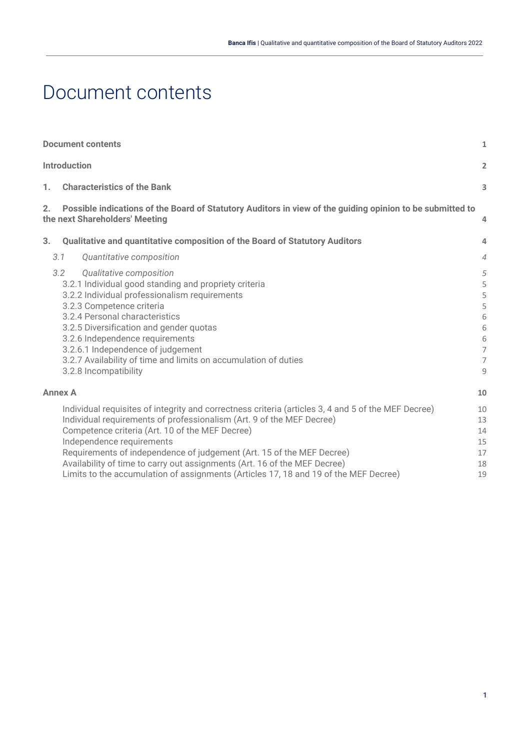# Document contents

| | |
|---|---|
| **Document contents** | **1** |
| **Introduction** | **2** |
| **1. Characteristics of the Bank** | **3** |
| **2. Possible indications of the Board of Statutory Auditors in view of the guiding opinion to be submitted to the next Shareholders' Meeting** | **4** |
| **3. Qualitative and quantitative composition of the Board of Statutory Auditors** | **4** |
| *3.1 Quantitative composition* | *4* |
| *3.2 Qualitative composition* | *5* |
| 3.2.1 Individual good standing and propriety criteria | 5 |
| 3.2.2 Individual professionalism requirements | 5 |
| 3.2.3 Competence criteria | 5 |
| 3.2.4 Personal characteristics | 6 |
| 3.2.5 Diversification and gender quotas | 6 |
| 3.2.6 Independence requirements | 6 |
| 3.2.6.1 Independence of judgement | 7 |
| 3.2.7 Availability of time and limits on accumulation of duties | 7 |
| 3.2.8 Incompatibility | 9 |
| **Annex A** | **10** |
| Individual requisites of integrity and correctness criteria (articles 3, 4 and 5 of the MEF Decree) | 10 |
| Individual requirements of professionalism (Art. 9 of the MEF Decree) | 13 |
| Competence criteria (Art. 10 of the MEF Decree) | 14 |
| Independence requirements | 15 |
| Requirements of independence of judgement (Art. 15 of the MEF Decree) | 17 |
| Availability of time to carry out assignments (Art. 16 of the MEF Decree) | 18 |
| Limits to the accumulation of assignments (Articles 17, 18 and 19 of the MEF Decree) | 19 |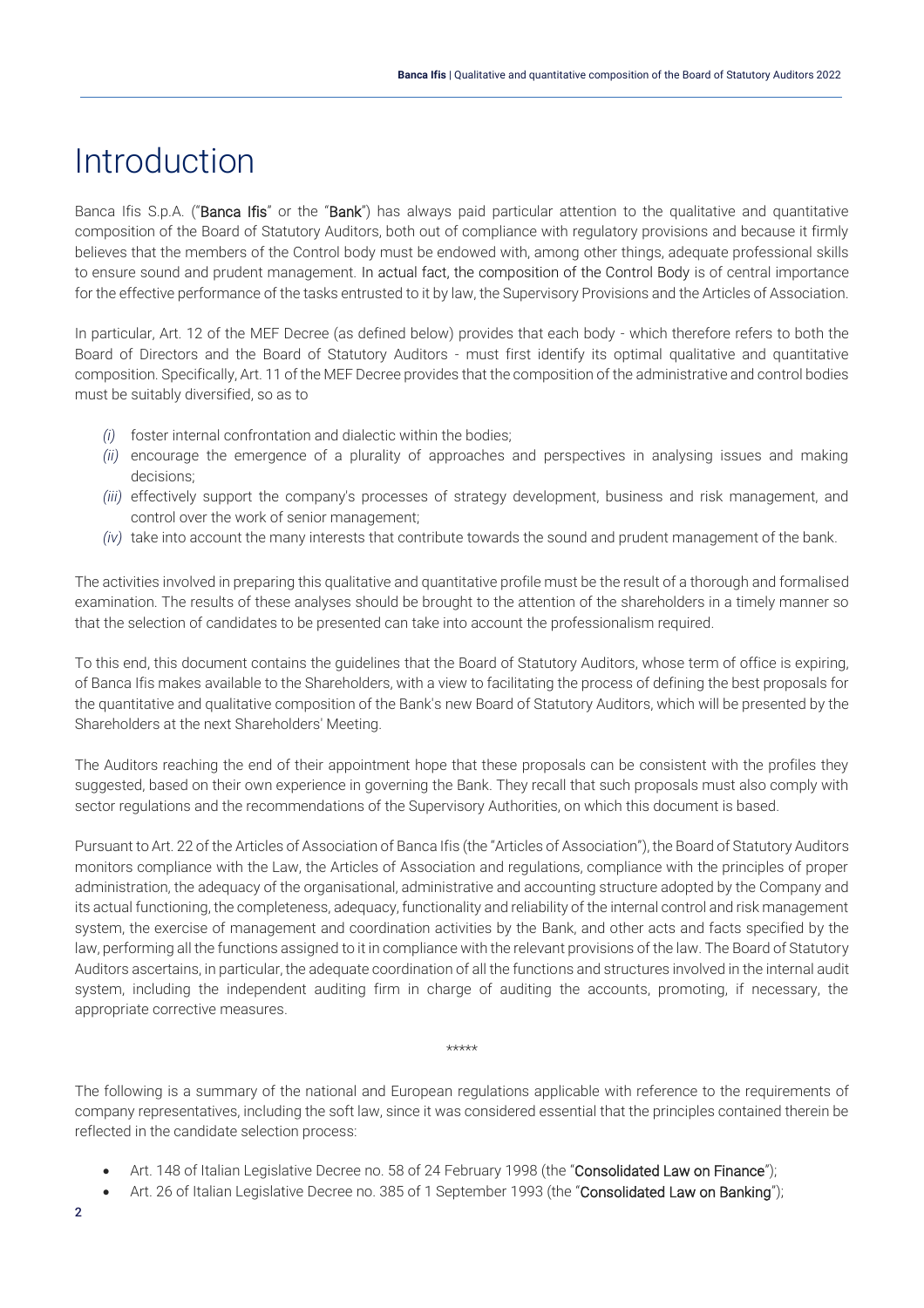# Introduction

Banca Ifis S.p.A. ("**Banca Ifis**" or the "**Bank**") has always paid particular attention to the qualitative and quantitative composition of the Board of Statutory Auditors, both out of compliance with regulatory provisions and because it firmly believes that the members of the Control body must be endowed with, among other things, adequate professional skills to ensure sound and prudent management. In actual fact, the composition of the Control Body is of central importance for the effective performance of the tasks entrusted to it by law, the Supervisory Provisions and the Articles of Association.

In particular, Art. 12 of the MEF Decree (as defined below) provides that each body - which therefore refers to both the Board of Directors and the Board of Statutory Auditors - must first identify its optimal qualitative and quantitative composition. Specifically, Art. 11 of the MEF Decree provides that the composition of the administrative and control bodies must be suitably diversified, so as to

- *(i)* foster internal confrontation and dialectic within the bodies;
- *(ii)* encourage the emergence of a plurality of approaches and perspectives in analysing issues and making decisions;
- *(iii)* effectively support the company's processes of strategy development, business and risk management, and control over the work of senior management;
- *(iv)* take into account the many interests that contribute towards the sound and prudent management of the bank.

The activities involved in preparing this qualitative and quantitative profile must be the result of a thorough and formalised examination. The results of these analyses should be brought to the attention of the shareholders in a timely manner so that the selection of candidates to be presented can take into account the professionalism required.

To this end, this document contains the guidelines that the Board of Statutory Auditors, whose term of office is expiring, of Banca Ifis makes available to the Shareholders, with a view to facilitating the process of defining the best proposals for the quantitative and qualitative composition of the Bank's new Board of Statutory Auditors, which will be presented by the Shareholders at the next Shareholders' Meeting.

The Auditors reaching the end of their appointment hope that these proposals can be consistent with the profiles they suggested, based on their own experience in governing the Bank. They recall that such proposals must also comply with sector regulations and the recommendations of the Supervisory Authorities, on which this document is based.

Pursuant to Art. 22 of the Articles of Association of Banca Ifis (the "Articles of Association"), the Board of Statutory Auditors monitors compliance with the Law, the Articles of Association and regulations, compliance with the principles of proper administration, the adequacy of the organisational, administrative and accounting structure adopted by the Company and its actual functioning, the completeness, adequacy, functionality and reliability of the internal control and risk management system, the exercise of management and coordination activities by the Bank, and other acts and facts specified by the law, performing all the functions assigned to it in compliance with the relevant provisions of the law. The Board of Statutory Auditors ascertains, in particular, the adequate coordination of all the functions and structures involved in the internal audit system, including the independent auditing firm in charge of auditing the accounts, promoting, if necessary, the appropriate corrective measures.

*****

The following is a summary of the national and European regulations applicable with reference to the requirements of company representatives, including the soft law, since it was considered essential that the principles contained therein be reflected in the candidate selection process:

- Art. 148 of Italian Legislative Decree no. 58 of 24 February 1998 (the "**Consolidated Law on Finance**");
- Art. 26 of Italian Legislative Decree no. 385 of 1 September 1993 (the "**Consolidated Law on Banking**");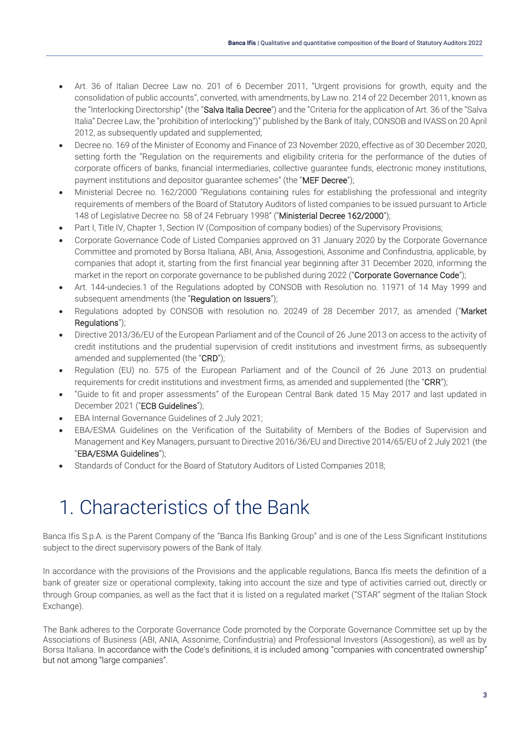- Art. 36 of Italian Decree Law no. 201 of 6 December 2011, "Urgent provisions for growth, equity and the consolidation of public accounts", converted, with amendments, by Law no. 214 of 22 December 2011, known as the "Interlocking Directorship" (the "**Salva Italia Decree**") and the "Criteria for the application of Art. 36 of the "Salva Italia" Decree Law, the "prohibition of interlocking")" published by the Bank of Italy, CONSOB and IVASS on 20 April 2012, as subsequently updated and supplemented;
- Decree no. 169 of the Minister of Economy and Finance of 23 November 2020, effective as of 30 December 2020, setting forth the "Regulation on the requirements and eligibility criteria for the performance of the duties of corporate officers of banks, financial intermediaries, collective guarantee funds, electronic money institutions, payment institutions and depositor guarantee schemes" (the "**MEF Decree**");
- Ministerial Decree no. 162/2000 "Regulations containing rules for establishing the professional and integrity requirements of members of the Board of Statutory Auditors of listed companies to be issued pursuant to Article 148 of Legislative Decree no. 58 of 24 February 1998" ("**Ministerial Decree 162/2000**");
- Part I, Title IV, Chapter 1, Section IV (Composition of company bodies) of the Supervisory Provisions;
- Corporate Governance Code of Listed Companies approved on 31 January 2020 by the Corporate Governance Committee and promoted by Borsa Italiana, ABI, Ania, Assogestioni, Assonime and Confindustria, applicable, by companies that adopt it, starting from the first financial year beginning after 31 December 2020, informing the market in the report on corporate governance to be published during 2022 ("**Corporate Governance Code**");
- Art. 144-undecies.1 of the Regulations adopted by CONSOB with Resolution no. 11971 of 14 May 1999 and subsequent amendments (the "**Regulation on Issuers**");
- Regulations adopted by CONSOB with resolution no. 20249 of 28 December 2017, as amended ("**Market Regulations**");
- Directive 2013/36/EU of the European Parliament and of the Council of 26 June 2013 on access to the activity of credit institutions and the prudential supervision of credit institutions and investment firms, as subsequently amended and supplemented (the "**CRD**");
- Regulation (EU) no. 575 of the European Parliament and of the Council of 26 June 2013 on prudential requirements for credit institutions and investment firms, as amended and supplemented (the "**CRR**");
- "Guide to fit and proper assessments" of the European Central Bank dated 15 May 2017 and last updated in December 2021 ("**ECB Guidelines**");
- EBA Internal Governance Guidelines of 2 July 2021;
- EBA/ESMA Guidelines on the Verification of the Suitability of Members of the Bodies of Supervision and Management and Key Managers, pursuant to Directive 2016/36/EU and Directive 2014/65/EU of 2 July 2021 (the "**EBA/ESMA Guidelines**");
- Standards of Conduct for the Board of Statutory Auditors of Listed Companies 2018;

# 1. Characteristics of the Bank

Banca Ifis S.p.A. is the Parent Company of the "Banca Ifis Banking Group" and is one of the Less Significant Institutions subject to the direct supervisory powers of the Bank of Italy.

In accordance with the provisions of the Provisions and the applicable regulations, Banca Ifis meets the definition of a bank of greater size or operational complexity, taking into account the size and type of activities carried out, directly or through Group companies, as well as the fact that it is listed on a regulated market ("STAR" segment of the Italian Stock Exchange).

The Bank adheres to the Corporate Governance Code promoted by the Corporate Governance Committee set up by the Associations of Business (ABI, ANIA, Assonime, Confindustria) and Professional Investors (Assogestioni), as well as by Borsa Italiana. In accordance with the Code's definitions, it is included among "companies with concentrated ownership" but not among "large companies".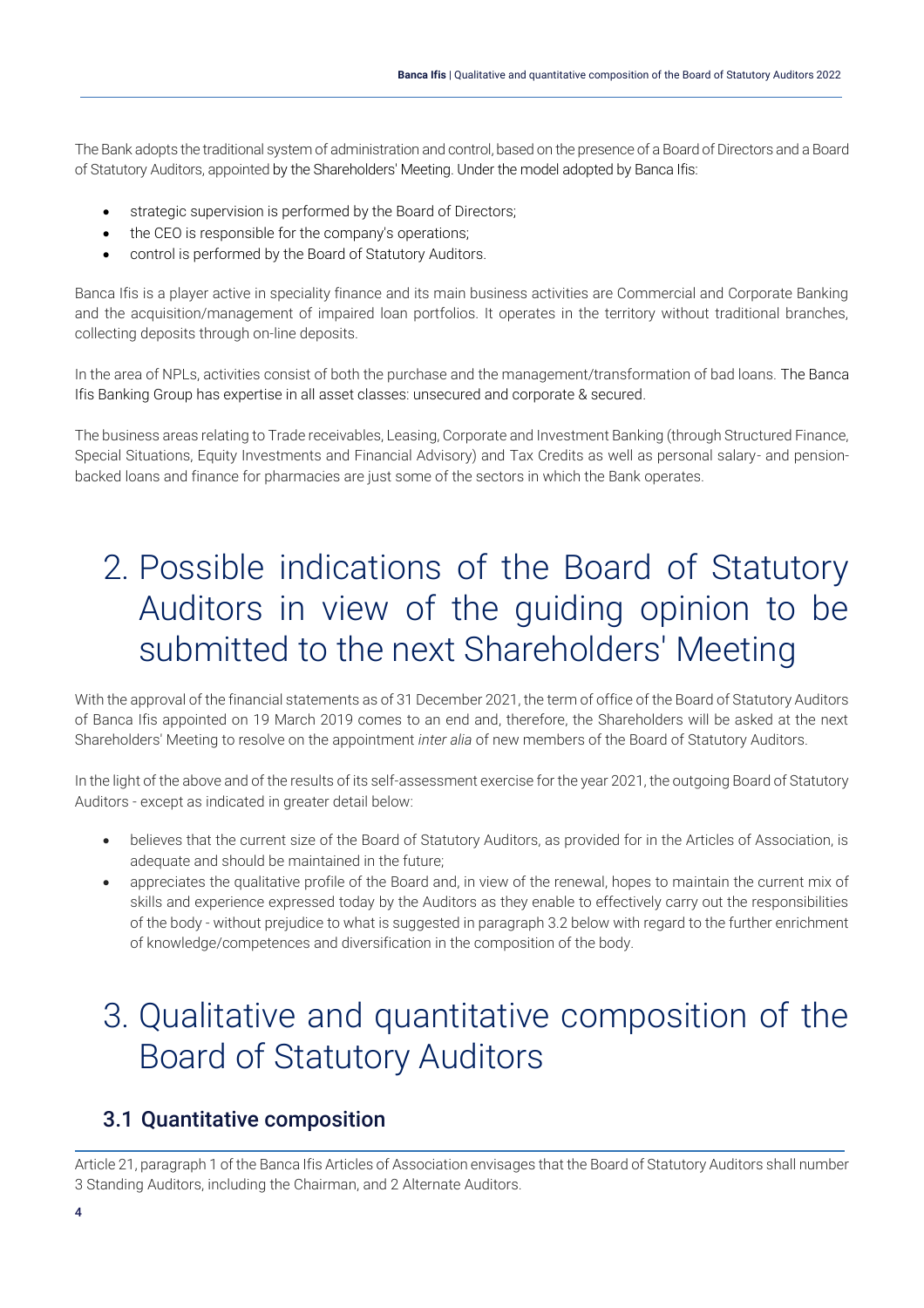The Bank adopts the traditional system of administration and control, based on the presence of a Board of Directors and a Board of Statutory Auditors, appointed by the Shareholders' Meeting. Under the model adopted by Banca Ifis:

- strategic supervision is performed by the Board of Directors;
- the CEO is responsible for the company's operations;
- control is performed by the Board of Statutory Auditors.

Banca Ifis is a player active in speciality finance and its main business activities are Commercial and Corporate Banking and the acquisition/management of impaired loan portfolios. It operates in the territory without traditional branches, collecting deposits through on-line deposits.

In the area of NPLs, activities consist of both the purchase and the management/transformation of bad loans. The Banca Ifis Banking Group has expertise in all asset classes: unsecured and corporate & secured.

The business areas relating to Trade receivables, Leasing, Corporate and Investment Banking (through Structured Finance, Special Situations, Equity Investments and Financial Advisory) and Tax Credits as well as personal salary- and pension-backed loans and finance for pharmacies are just some of the sectors in which the Bank operates.

# 2. Possible indications of the Board of Statutory Auditors in view of the guiding opinion to be submitted to the next Shareholders' Meeting

With the approval of the financial statements as of 31 December 2021, the term of office of the Board of Statutory Auditors of Banca Ifis appointed on 19 March 2019 comes to an end and, therefore, the Shareholders will be asked at the next Shareholders' Meeting to resolve on the appointment *inter alia* of new members of the Board of Statutory Auditors.

In the light of the above and of the results of its self-assessment exercise for the year 2021, the outgoing Board of Statutory Auditors - except as indicated in greater detail below:

- believes that the current size of the Board of Statutory Auditors, as provided for in the Articles of Association, is adequate and should be maintained in the future;
- appreciates the qualitative profile of the Board and, in view of the renewal, hopes to maintain the current mix of skills and experience expressed today by the Auditors as they enable to effectively carry out the responsibilities of the body - without prejudice to what is suggested in paragraph 3.2 below with regard to the further enrichment of knowledge/competences and diversification in the composition of the body.

# 3. Qualitative and quantitative composition of the Board of Statutory Auditors

## 3.1 Quantitative composition

Article 21, paragraph 1 of the Banca Ifis Articles of Association envisages that the Board of Statutory Auditors shall number 3 Standing Auditors, including the Chairman, and 2 Alternate Auditors.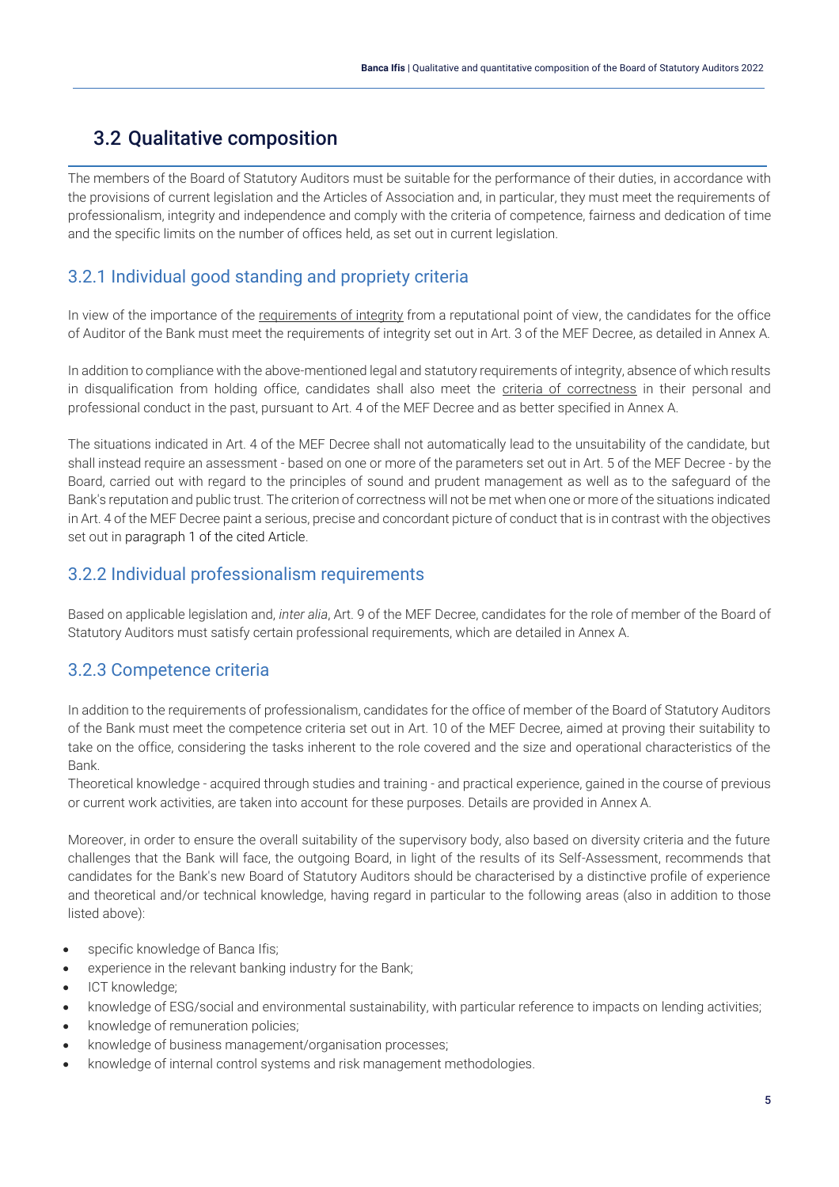## 3.2 Qualitative composition

The members of the Board of Statutory Auditors must be suitable for the performance of their duties, in accordance with the provisions of current legislation and the Articles of Association and, in particular, they must meet the requirements of professionalism, integrity and independence and comply with the criteria of competence, fairness and dedication of time and the specific limits on the number of offices held, as set out in current legislation.

### 3.2.1 Individual good standing and propriety criteria

In view of the importance of the requirements of integrity from a reputational point of view, the candidates for the office of Auditor of the Bank must meet the requirements of integrity set out in Art. 3 of the MEF Decree, as detailed in Annex A.

In addition to compliance with the above-mentioned legal and statutory requirements of integrity, absence of which results in disqualification from holding office, candidates shall also meet the criteria of correctness in their personal and professional conduct in the past, pursuant to Art. 4 of the MEF Decree and as better specified in Annex A.

The situations indicated in Art. 4 of the MEF Decree shall not automatically lead to the unsuitability of the candidate, but shall instead require an assessment - based on one or more of the parameters set out in Art. 5 of the MEF Decree - by the Board, carried out with regard to the principles of sound and prudent management as well as to the safeguard of the Bank's reputation and public trust. The criterion of correctness will not be met when one or more of the situations indicated in Art. 4 of the MEF Decree paint a serious, precise and concordant picture of conduct that is in contrast with the objectives set out in paragraph 1 of the cited Article.

### 3.2.2 Individual professionalism requirements

Based on applicable legislation and, *inter alia*, Art. 9 of the MEF Decree, candidates for the role of member of the Board of Statutory Auditors must satisfy certain professional requirements, which are detailed in Annex A.

### 3.2.3 Competence criteria

In addition to the requirements of professionalism, candidates for the office of member of the Board of Statutory Auditors of the Bank must meet the competence criteria set out in Art. 10 of the MEF Decree, aimed at proving their suitability to take on the office, considering the tasks inherent to the role covered and the size and operational characteristics of the Bank.
Theoretical knowledge - acquired through studies and training - and practical experience, gained in the course of previous or current work activities, are taken into account for these purposes. Details are provided in Annex A.

Moreover, in order to ensure the overall suitability of the supervisory body, also based on diversity criteria and the future challenges that the Bank will face, the outgoing Board, in light of the results of its Self-Assessment, recommends that candidates for the Bank's new Board of Statutory Auditors should be characterised by a distinctive profile of experience and theoretical and/or technical knowledge, having regard in particular to the following areas (also in addition to those listed above):

- specific knowledge of Banca Ifis;
- experience in the relevant banking industry for the Bank;
- ICT knowledge;
- knowledge of ESG/social and environmental sustainability, with particular reference to impacts on lending activities;
- knowledge of remuneration policies;
- knowledge of business management/organisation processes;
- knowledge of internal control systems and risk management methodologies.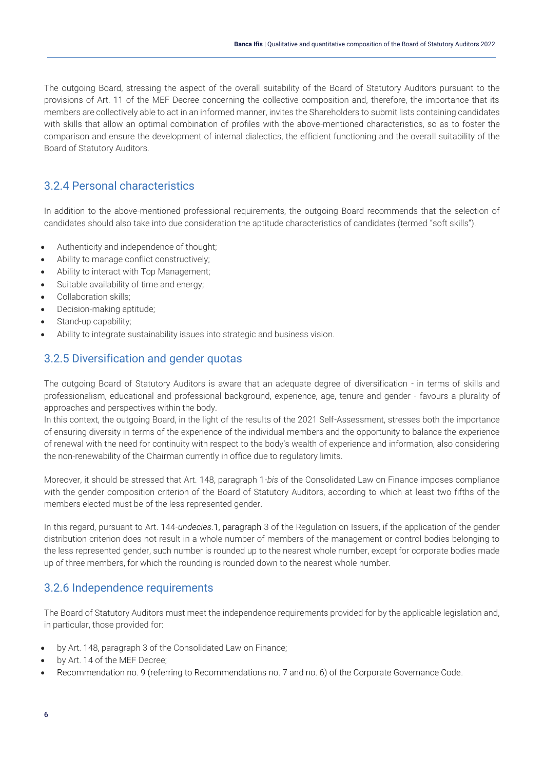The outgoing Board, stressing the aspect of the overall suitability of the Board of Statutory Auditors pursuant to the provisions of Art. 11 of the MEF Decree concerning the collective composition and, therefore, the importance that its members are collectively able to act in an informed manner, invites the Shareholders to submit lists containing candidates with skills that allow an optimal combination of profiles with the above-mentioned characteristics, so as to foster the comparison and ensure the development of internal dialectics, the efficient functioning and the overall suitability of the Board of Statutory Auditors.

### 3.2.4 Personal characteristics

In addition to the above-mentioned professional requirements, the outgoing Board recommends that the selection of candidates should also take into due consideration the aptitude characteristics of candidates (termed "soft skills").

- Authenticity and independence of thought;
- Ability to manage conflict constructively;
- Ability to interact with Top Management;
- Suitable availability of time and energy;
- Collaboration skills;
- Decision-making aptitude;
- Stand-up capability;
- Ability to integrate sustainability issues into strategic and business vision.

### 3.2.5 Diversification and gender quotas

The outgoing Board of Statutory Auditors is aware that an adequate degree of diversification - in terms of skills and professionalism, educational and professional background, experience, age, tenure and gender - favours a plurality of approaches and perspectives within the body.
In this context, the outgoing Board, in the light of the results of the 2021 Self-Assessment, stresses both the importance of ensuring diversity in terms of the experience of the individual members and the opportunity to balance the experience of renewal with the need for continuity with respect to the body's wealth of experience and information, also considering the non-renewability of the Chairman currently in office due to regulatory limits.

Moreover, it should be stressed that Art. 148, paragraph 1-*bis* of the Consolidated Law on Finance imposes compliance with the gender composition criterion of the Board of Statutory Auditors, according to which at least two fifths of the members elected must be of the less represented gender.

In this regard, pursuant to Art. 144-*undecies*.1, paragraph 3 of the Regulation on Issuers, if the application of the gender distribution criterion does not result in a whole number of members of the management or control bodies belonging to the less represented gender, such number is rounded up to the nearest whole number, except for corporate bodies made up of three members, for which the rounding is rounded down to the nearest whole number.

### 3.2.6 Independence requirements

The Board of Statutory Auditors must meet the independence requirements provided for by the applicable legislation and, in particular, those provided for:

- by Art. 148, paragraph 3 of the Consolidated Law on Finance;
- by Art. 14 of the MEF Decree;
- Recommendation no. 9 (referring to Recommendations no. 7 and no. 6) of the Corporate Governance Code.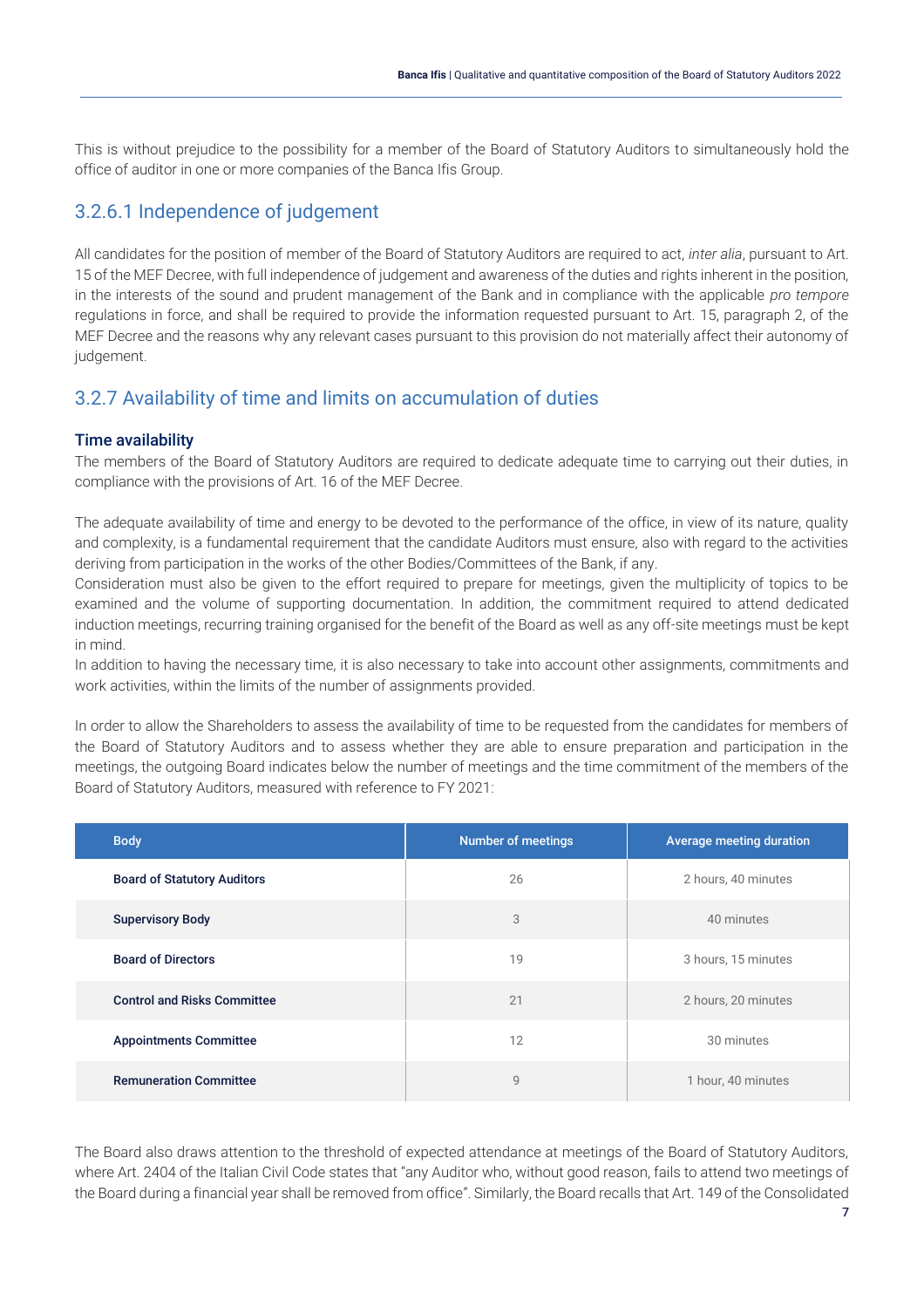This is without prejudice to the possibility for a member of the Board of Statutory Auditors to simultaneously hold the office of auditor in one or more companies of the Banca Ifis Group.

### 3.2.6.1 Independence of judgement

All candidates for the position of member of the Board of Statutory Auditors are required to act, *inter alia*, pursuant to Art. 15 of the MEF Decree, with full independence of judgement and awareness of the duties and rights inherent in the position, in the interests of the sound and prudent management of the Bank and in compliance with the applicable *pro tempore* regulations in force, and shall be required to provide the information requested pursuant to Art. 15, paragraph 2, of the MEF Decree and the reasons why any relevant cases pursuant to this provision do not materially affect their autonomy of judgement.

## 3.2.7 Availability of time and limits on accumulation of duties

#### Time availability

The members of the Board of Statutory Auditors are required to dedicate adequate time to carrying out their duties, in compliance with the provisions of Art. 16 of the MEF Decree.

The adequate availability of time and energy to be devoted to the performance of the office, in view of its nature, quality and complexity, is a fundamental requirement that the candidate Auditors must ensure, also with regard to the activities deriving from participation in the works of the other Bodies/Committees of the Bank, if any.
Consideration must also be given to the effort required to prepare for meetings, given the multiplicity of topics to be examined and the volume of supporting documentation. In addition, the commitment required to attend dedicated induction meetings, recurring training organised for the benefit of the Board as well as any off-site meetings must be kept in mind.
In addition to having the necessary time, it is also necessary to take into account other assignments, commitments and work activities, within the limits of the number of assignments provided.

In order to allow the Shareholders to assess the availability of time to be requested from the candidates for members of the Board of Statutory Auditors and to assess whether they are able to ensure preparation and participation in the meetings, the outgoing Board indicates below the number of meetings and the time commitment of the members of the Board of Statutory Auditors, measured with reference to FY 2021:

| Body | Number of meetings | Average meeting duration |
|---|---|---|
| **Board of Statutory Auditors** | 26 | 2 hours, 40 minutes |
| **Supervisory Body** | 3 | 40 minutes |
| **Board of Directors** | 19 | 3 hours, 15 minutes |
| **Control and Risks Committee** | 21 | 2 hours, 20 minutes |
| **Appointments Committee** | 12 | 30 minutes |
| **Remuneration Committee** | 9 | 1 hour, 40 minutes |

The Board also draws attention to the threshold of expected attendance at meetings of the Board of Statutory Auditors, where Art. 2404 of the Italian Civil Code states that "any Auditor who, without good reason, fails to attend two meetings of the Board during a financial year shall be removed from office". Similarly, the Board recalls that Art. 149 of the Consolidated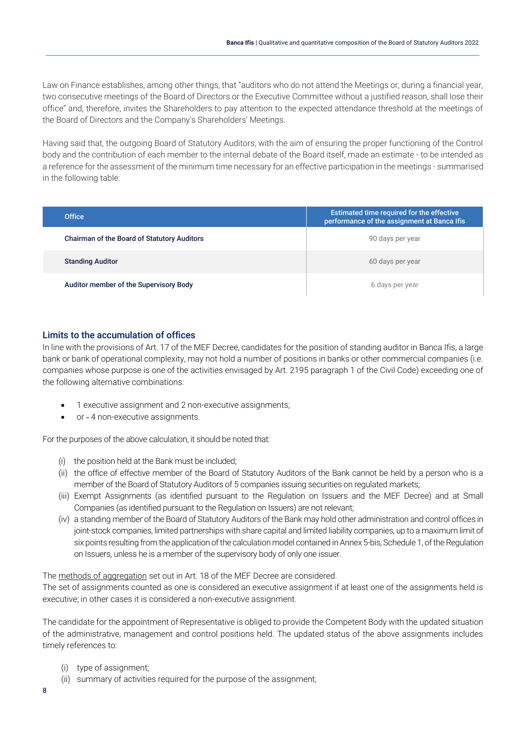Law on Finance establishes, among other things, that "auditors who do not attend the Meetings or, during a financial year, two consecutive meetings of the Board of Directors or the Executive Committee without a justified reason, shall lose their office" and, therefore, invites the Shareholders to pay attention to the expected attendance threshold at the meetings of the Board of Directors and the Company's Shareholders' Meetings.

Having said that, the outgoing Board of Statutory Auditors, with the aim of ensuring the proper functioning of the Control body and the contribution of each member to the internal debate of the Board itself, made an estimate - to be intended as a reference for the assessment of the minimum time necessary for an effective participation in the meetings - summarised in the following table:

| Office | Estimated time required for the effective performance of the assignment at Banca Ifis |
|---|---|
| **Chairman of the Board of Statutory Auditors** | 90 days per year |
| **Standing Auditor** | 60 days per year |
| **Auditor member of the Supervisory Body** | 6 days per year |

## Limits to the accumulation of offices

In line with the provisions of Art. 17 of the MEF Decree, candidates for the position of standing auditor in Banca Ifis, a large bank or bank of operational complexity, may not hold a number of positions in banks or other commercial companies (i.e. companies whose purpose is one of the activities envisaged by Art. 2195 paragraph 1 of the Civil Code) exceeding one of the following alternative combinations:

- 1 executive assignment and 2 non-executive assignments;
- or - 4 non-executive assignments.

For the purposes of the above calculation, it should be noted that:

(i) the position held at the Bank must be included;
(ii) the office of effective member of the Board of Statutory Auditors of the Bank cannot be held by a person who is a member of the Board of Statutory Auditors of 5 companies issuing securities on regulated markets;
(iii) Exempt Assignments (as identified pursuant to the Regulation on Issuers and the MEF Decree) and at Small Companies (as identified pursuant to the Regulation on Issuers) are not relevant;
(iv) a standing member of the Board of Statutory Auditors of the Bank may hold other administration and control offices in joint-stock companies, limited partnerships with share capital and limited liability companies, up to a maximum limit of six points resulting from the application of the calculation model contained in Annex 5-bis, Schedule 1, of the Regulation on Issuers, unless he is a member of the supervisory body of only one issuer.

The methods of aggregation set out in Art. 18 of the MEF Decree are considered.
The set of assignments counted as one is considered an executive assignment if at least one of the assignments held is executive; in other cases it is considered a non-executive assignment.

The candidate for the appointment of Representative is obliged to provide the Competent Body with the updated situation of the administrative, management and control positions held. The updated status of the above assignments includes timely references to:

(i) type of assignment;
(ii) summary of activities required for the purpose of the assignment;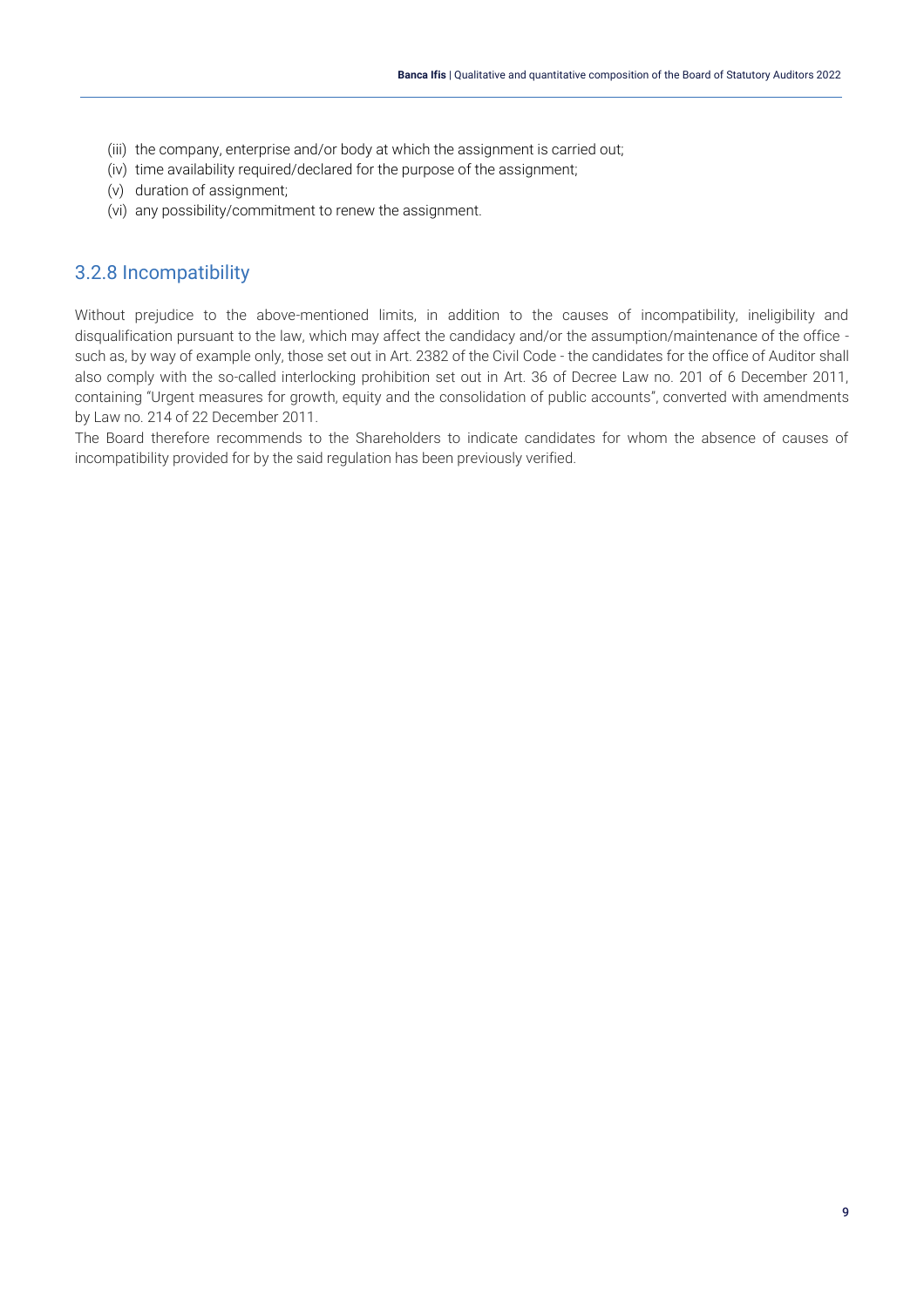(iii) the company, enterprise and/or body at which the assignment is carried out;
(iv) time availability required/declared for the purpose of the assignment;
(v) duration of assignment;
(vi) any possibility/commitment to renew the assignment.

### 3.2.8 Incompatibility

Without prejudice to the above-mentioned limits, in addition to the causes of incompatibility, ineligibility and disqualification pursuant to the law, which may affect the candidacy and/or the assumption/maintenance of the office - such as, by way of example only, those set out in Art. 2382 of the Civil Code - the candidates for the office of Auditor shall also comply with the so-called interlocking prohibition set out in Art. 36 of Decree Law no. 201 of 6 December 2011, containing "Urgent measures for growth, equity and the consolidation of public accounts", converted with amendments by Law no. 214 of 22 December 2011.

The Board therefore recommends to the Shareholders to indicate candidates for whom the absence of causes of incompatibility provided for by the said regulation has been previously verified.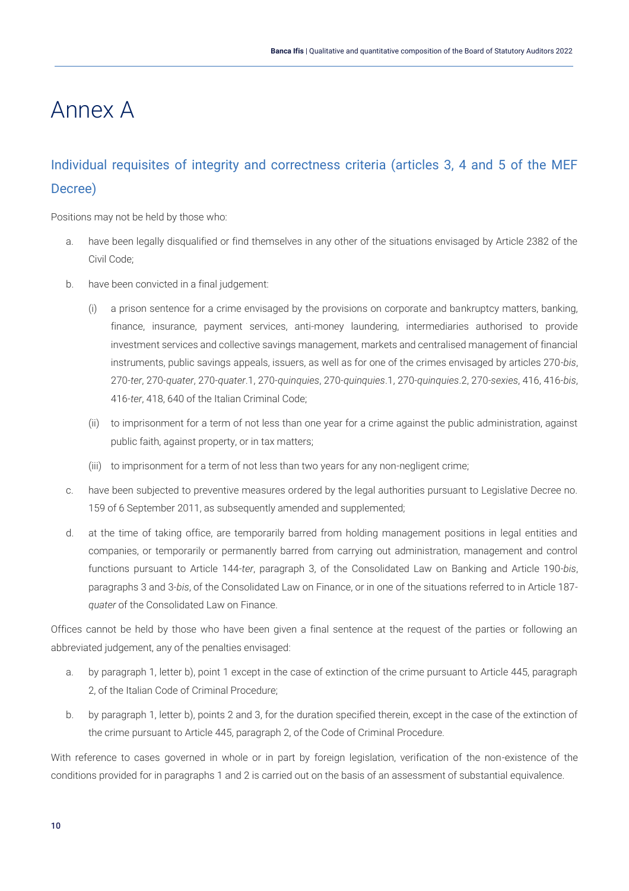# Annex A

## Individual requisites of integrity and correctness criteria (articles 3, 4 and 5 of the MEF Decree)

Positions may not be held by those who:

a. have been legally disqualified or find themselves in any other of the situations envisaged by Article 2382 of the Civil Code;

b. have been convicted in a final judgement:

   (i) a prison sentence for a crime envisaged by the provisions on corporate and bankruptcy matters, banking, finance, insurance, payment services, anti-money laundering, intermediaries authorised to provide investment services and collective savings management, markets and centralised management of financial instruments, public savings appeals, issuers, as well as for one of the crimes envisaged by articles 270-*bis*, 270-*ter*, 270-*quater*, 270-*quater*.1, 270-*quinquies*, 270-*quinquies*.1, 270-*quinquies*.2, 270-*sexies*, 416, 416-*bis*, 416-*ter*, 418, 640 of the Italian Criminal Code;

   (ii) to imprisonment for a term of not less than one year for a crime against the public administration, against public faith, against property, or in tax matters;

   (iii) to imprisonment for a term of not less than two years for any non-negligent crime;

c. have been subjected to preventive measures ordered by the legal authorities pursuant to Legislative Decree no. 159 of 6 September 2011, as subsequently amended and supplemented;

d. at the time of taking office, are temporarily barred from holding management positions in legal entities and companies, or temporarily or permanently barred from carrying out administration, management and control functions pursuant to Article 144-*ter*, paragraph 3, of the Consolidated Law on Banking and Article 190-*bis*, paragraphs 3 and 3-*bis*, of the Consolidated Law on Finance, or in one of the situations referred to in Article 187-*quater* of the Consolidated Law on Finance.

Offices cannot be held by those who have been given a final sentence at the request of the parties or following an abbreviated judgement, any of the penalties envisaged:

a. by paragraph 1, letter b), point 1 except in the case of extinction of the crime pursuant to Article 445, paragraph 2, of the Italian Code of Criminal Procedure;

b. by paragraph 1, letter b), points 2 and 3, for the duration specified therein, except in the case of the extinction of the crime pursuant to Article 445, paragraph 2, of the Code of Criminal Procedure.

With reference to cases governed in whole or in part by foreign legislation, verification of the non-existence of the conditions provided for in paragraphs 1 and 2 is carried out on the basis of an assessment of substantial equivalence.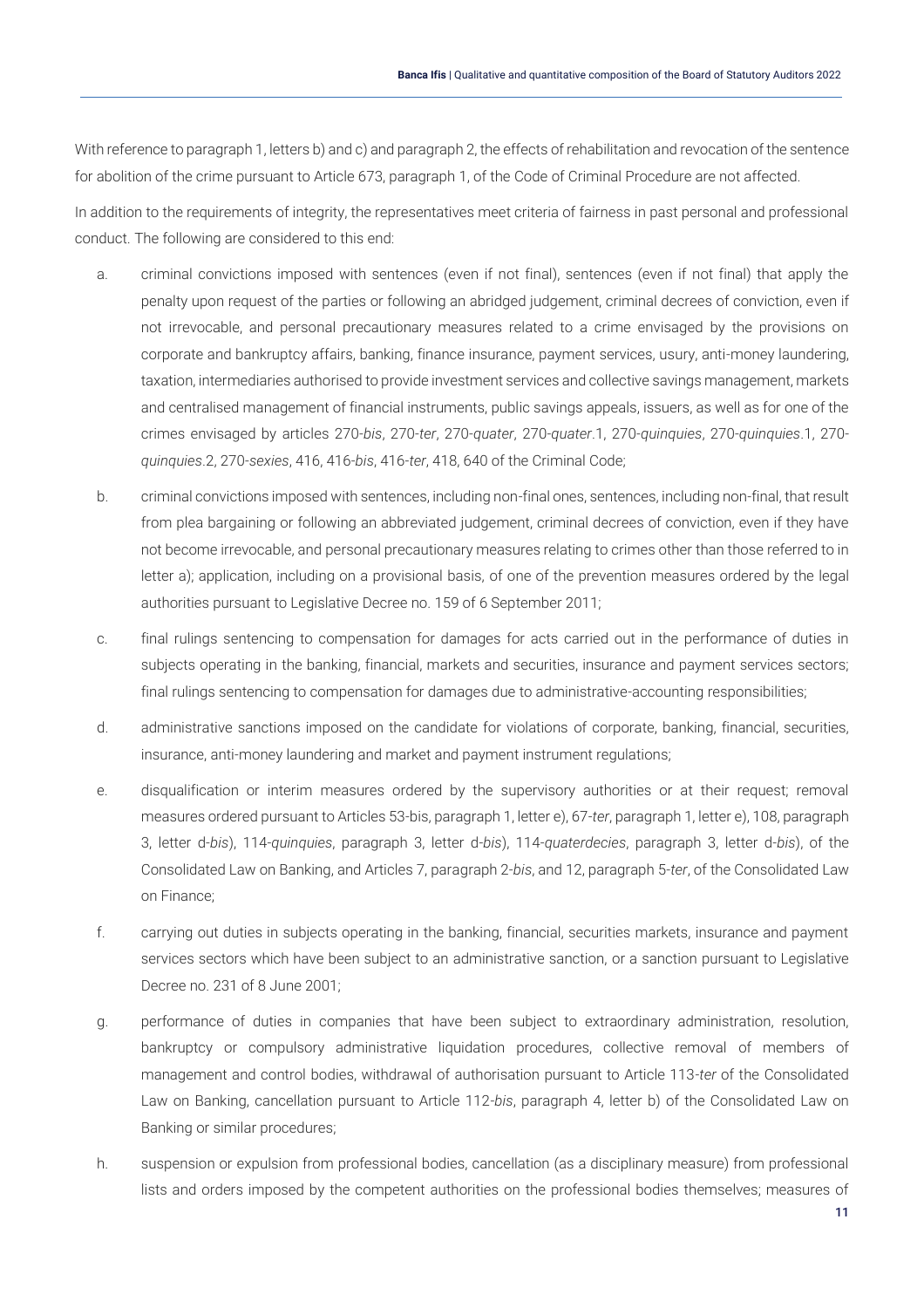With reference to paragraph 1, letters b) and c) and paragraph 2, the effects of rehabilitation and revocation of the sentence for abolition of the crime pursuant to Article 673, paragraph 1, of the Code of Criminal Procedure are not affected.

In addition to the requirements of integrity, the representatives meet criteria of fairness in past personal and professional conduct. The following are considered to this end:

a. criminal convictions imposed with sentences (even if not final), sentences (even if not final) that apply the penalty upon request of the parties or following an abridged judgement, criminal decrees of conviction, even if not irrevocable, and personal precautionary measures related to a crime envisaged by the provisions on corporate and bankruptcy affairs, banking, finance insurance, payment services, usury, anti-money laundering, taxation, intermediaries authorised to provide investment services and collective savings management, markets and centralised management of financial instruments, public savings appeals, issuers, as well as for one of the crimes envisaged by articles 270-*bis*, 270-*ter*, 270-*quater*, 270-*quater*.1, 270-*quinquies*, 270-*quinquies*.1, 270-*quinquies*.2, 270-*sexies*, 416, 416-*bis*, 416-*ter*, 418, 640 of the Criminal Code;

b. criminal convictions imposed with sentences, including non-final ones, sentences, including non-final, that result from plea bargaining or following an abbreviated judgement, criminal decrees of conviction, even if they have not become irrevocable, and personal precautionary measures relating to crimes other than those referred to in letter a); application, including on a provisional basis, of one of the prevention measures ordered by the legal authorities pursuant to Legislative Decree no. 159 of 6 September 2011;

c. final rulings sentencing to compensation for damages for acts carried out in the performance of duties in subjects operating in the banking, financial, markets and securities, insurance and payment services sectors; final rulings sentencing to compensation for damages due to administrative-accounting responsibilities;

d. administrative sanctions imposed on the candidate for violations of corporate, banking, financial, securities, insurance, anti-money laundering and market and payment instrument regulations;

e. disqualification or interim measures ordered by the supervisory authorities or at their request; removal measures ordered pursuant to Articles 53-bis, paragraph 1, letter e), 67-*ter*, paragraph 1, letter e), 108, paragraph 3, letter d-*bis*), 114-*quinquies*, paragraph 3, letter d-*bis*), 114-*quaterdecies*, paragraph 3, letter d-*bis*), of the Consolidated Law on Banking, and Articles 7, paragraph 2-*bis*, and 12, paragraph 5-*ter*, of the Consolidated Law on Finance;

f. carrying out duties in subjects operating in the banking, financial, securities markets, insurance and payment services sectors which have been subject to an administrative sanction, or a sanction pursuant to Legislative Decree no. 231 of 8 June 2001;

g. performance of duties in companies that have been subject to extraordinary administration, resolution, bankruptcy or compulsory administrative liquidation procedures, collective removal of members of management and control bodies, withdrawal of authorisation pursuant to Article 113-*ter* of the Consolidated Law on Banking, cancellation pursuant to Article 112-*bis*, paragraph 4, letter b) of the Consolidated Law on Banking or similar procedures;

h. suspension or expulsion from professional bodies, cancellation (as a disciplinary measure) from professional lists and orders imposed by the competent authorities on the professional bodies themselves; measures of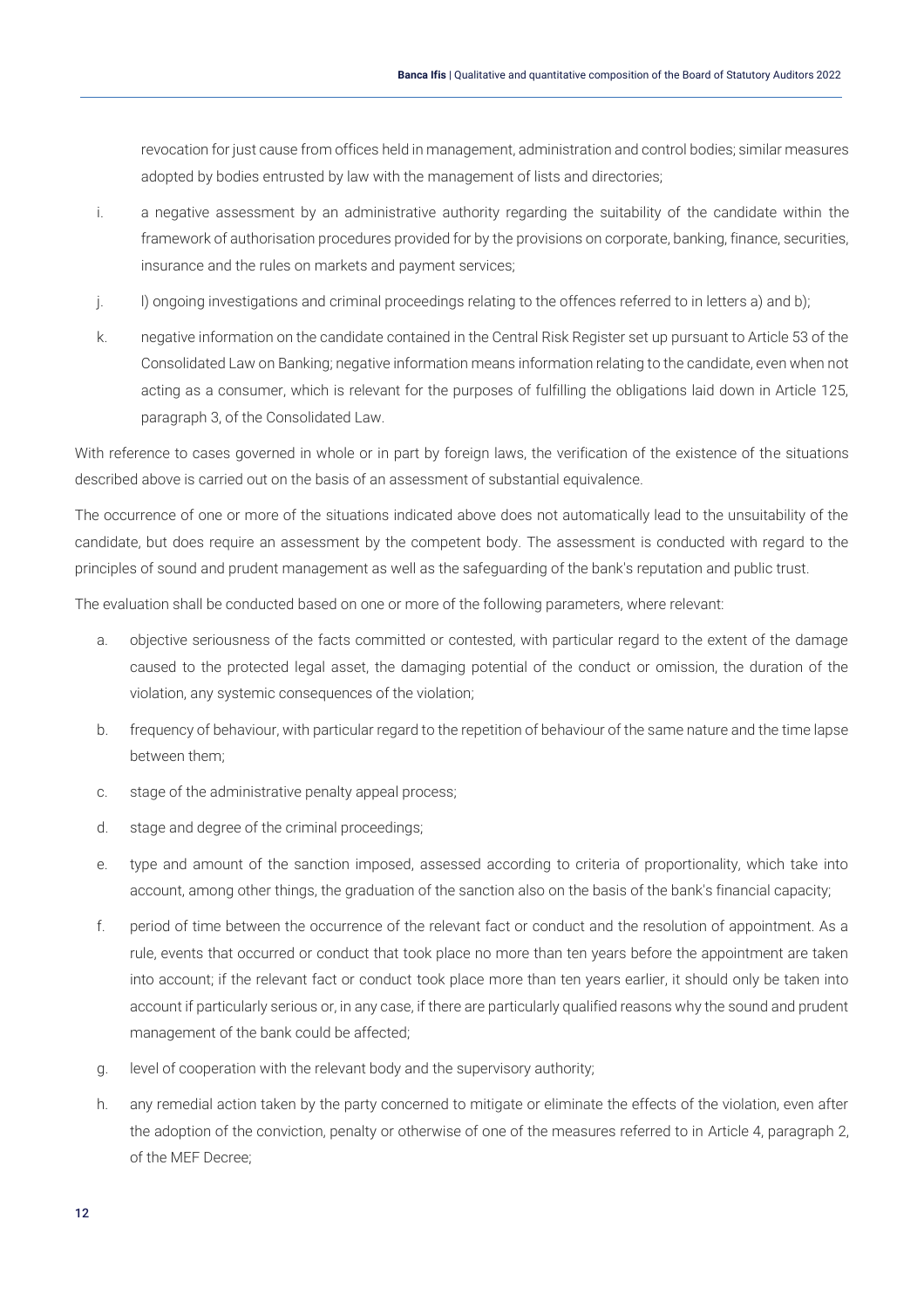revocation for just cause from offices held in management, administration and control bodies; similar measures adopted by bodies entrusted by law with the management of lists and directories;

i. a negative assessment by an administrative authority regarding the suitability of the candidate within the framework of authorisation procedures provided for by the provisions on corporate, banking, finance, securities, insurance and the rules on markets and payment services;

j. l) ongoing investigations and criminal proceedings relating to the offences referred to in letters a) and b);

k. negative information on the candidate contained in the Central Risk Register set up pursuant to Article 53 of the Consolidated Law on Banking; negative information means information relating to the candidate, even when not acting as a consumer, which is relevant for the purposes of fulfilling the obligations laid down in Article 125, paragraph 3, of the Consolidated Law.

With reference to cases governed in whole or in part by foreign laws, the verification of the existence of the situations described above is carried out on the basis of an assessment of substantial equivalence.

The occurrence of one or more of the situations indicated above does not automatically lead to the unsuitability of the candidate, but does require an assessment by the competent body. The assessment is conducted with regard to the principles of sound and prudent management as well as the safeguarding of the bank's reputation and public trust.

The evaluation shall be conducted based on one or more of the following parameters, where relevant:

a. objective seriousness of the facts committed or contested, with particular regard to the extent of the damage caused to the protected legal asset, the damaging potential of the conduct or omission, the duration of the violation, any systemic consequences of the violation;

b. frequency of behaviour, with particular regard to the repetition of behaviour of the same nature and the time lapse between them;

c. stage of the administrative penalty appeal process;

d. stage and degree of the criminal proceedings;

e. type and amount of the sanction imposed, assessed according to criteria of proportionality, which take into account, among other things, the graduation of the sanction also on the basis of the bank's financial capacity;

f. period of time between the occurrence of the relevant fact or conduct and the resolution of appointment. As a rule, events that occurred or conduct that took place no more than ten years before the appointment are taken into account; if the relevant fact or conduct took place more than ten years earlier, it should only be taken into account if particularly serious or, in any case, if there are particularly qualified reasons why the sound and prudent management of the bank could be affected;

g. level of cooperation with the relevant body and the supervisory authority;

h. any remedial action taken by the party concerned to mitigate or eliminate the effects of the violation, even after the adoption of the conviction, penalty or otherwise of one of the measures referred to in Article 4, paragraph 2, of the MEF Decree;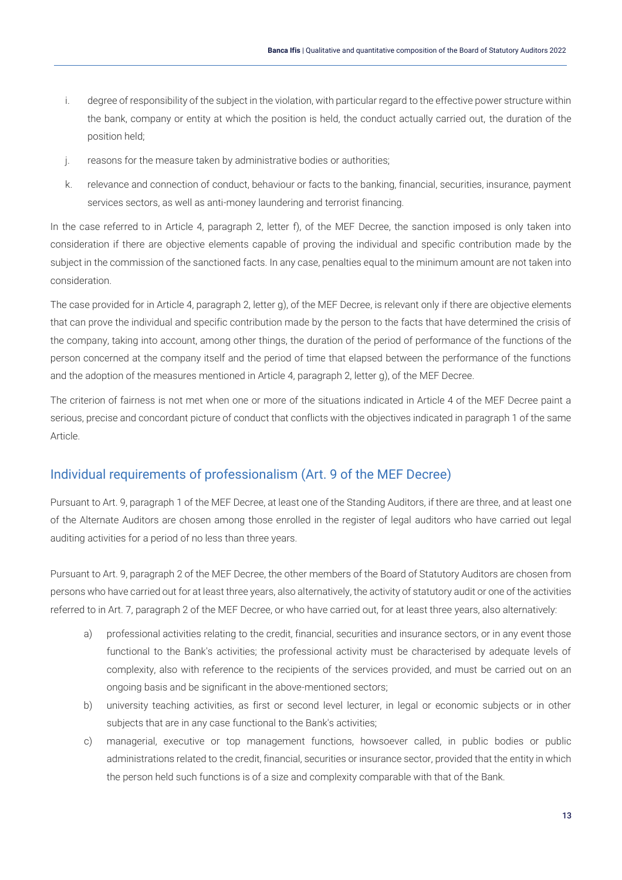i. degree of responsibility of the subject in the violation, with particular regard to the effective power structure within the bank, company or entity at which the position is held, the conduct actually carried out, the duration of the position held;

j. reasons for the measure taken by administrative bodies or authorities;

k. relevance and connection of conduct, behaviour or facts to the banking, financial, securities, insurance, payment services sectors, as well as anti-money laundering and terrorist financing.

In the case referred to in Article 4, paragraph 2, letter f), of the MEF Decree, the sanction imposed is only taken into consideration if there are objective elements capable of proving the individual and specific contribution made by the subject in the commission of the sanctioned facts. In any case, penalties equal to the minimum amount are not taken into consideration.

The case provided for in Article 4, paragraph 2, letter g), of the MEF Decree, is relevant only if there are objective elements that can prove the individual and specific contribution made by the person to the facts that have determined the crisis of the company, taking into account, among other things, the duration of the period of performance of the functions of the person concerned at the company itself and the period of time that elapsed between the performance of the functions and the adoption of the measures mentioned in Article 4, paragraph 2, letter g), of the MEF Decree.

The criterion of fairness is not met when one or more of the situations indicated in Article 4 of the MEF Decree paint a serious, precise and concordant picture of conduct that conflicts with the objectives indicated in paragraph 1 of the same Article.

## Individual requirements of professionalism (Art. 9 of the MEF Decree)

Pursuant to Art. 9, paragraph 1 of the MEF Decree, at least one of the Standing Auditors, if there are three, and at least one of the Alternate Auditors are chosen among those enrolled in the register of legal auditors who have carried out legal auditing activities for a period of no less than three years.

Pursuant to Art. 9, paragraph 2 of the MEF Decree, the other members of the Board of Statutory Auditors are chosen from persons who have carried out for at least three years, also alternatively, the activity of statutory audit or one of the activities referred to in Art. 7, paragraph 2 of the MEF Decree, or who have carried out, for at least three years, also alternatively:

a) professional activities relating to the credit, financial, securities and insurance sectors, or in any event those functional to the Bank's activities; the professional activity must be characterised by adequate levels of complexity, also with reference to the recipients of the services provided, and must be carried out on an ongoing basis and be significant in the above-mentioned sectors;

b) university teaching activities, as first or second level lecturer, in legal or economic subjects or in other subjects that are in any case functional to the Bank's activities;

c) managerial, executive or top management functions, howsoever called, in public bodies or public administrations related to the credit, financial, securities or insurance sector, provided that the entity in which the person held such functions is of a size and complexity comparable with that of the Bank.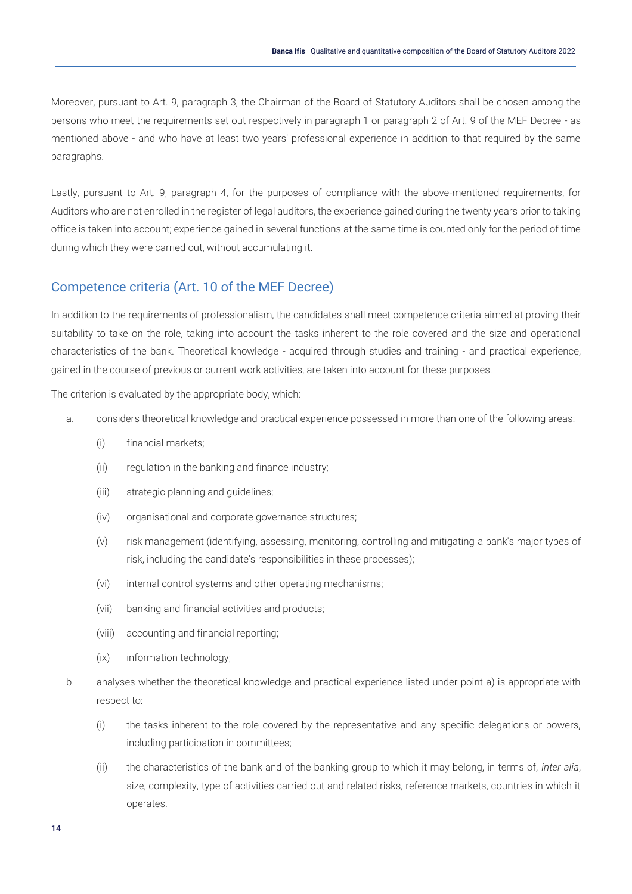Moreover, pursuant to Art. 9, paragraph 3, the Chairman of the Board of Statutory Auditors shall be chosen among the persons who meet the requirements set out respectively in paragraph 1 or paragraph 2 of Art. 9 of the MEF Decree - as mentioned above - and who have at least two years' professional experience in addition to that required by the same paragraphs.

Lastly, pursuant to Art. 9, paragraph 4, for the purposes of compliance with the above-mentioned requirements, for Auditors who are not enrolled in the register of legal auditors, the experience gained during the twenty years prior to taking office is taken into account; experience gained in several functions at the same time is counted only for the period of time during which they were carried out, without accumulating it.

## Competence criteria (Art. 10 of the MEF Decree)

In addition to the requirements of professionalism, the candidates shall meet competence criteria aimed at proving their suitability to take on the role, taking into account the tasks inherent to the role covered and the size and operational characteristics of the bank. Theoretical knowledge - acquired through studies and training - and practical experience, gained in the course of previous or current work activities, are taken into account for these purposes.

The criterion is evaluated by the appropriate body, which:

a. considers theoretical knowledge and practical experience possessed in more than one of the following areas:
   - (i) financial markets;
   - (ii) regulation in the banking and finance industry;
   - (iii) strategic planning and guidelines;
   - (iv) organisational and corporate governance structures;
   - (v) risk management (identifying, assessing, monitoring, controlling and mitigating a bank's major types of risk, including the candidate's responsibilities in these processes);
   - (vi) internal control systems and other operating mechanisms;
   - (vii) banking and financial activities and products;
   - (viii) accounting and financial reporting;
   - (ix) information technology;

b. analyses whether the theoretical knowledge and practical experience listed under point a) is appropriate with respect to:
   - (i) the tasks inherent to the role covered by the representative and any specific delegations or powers, including participation in committees;
   - (ii) the characteristics of the bank and of the banking group to which it may belong, in terms of, *inter alia*, size, complexity, type of activities carried out and related risks, reference markets, countries in which it operates.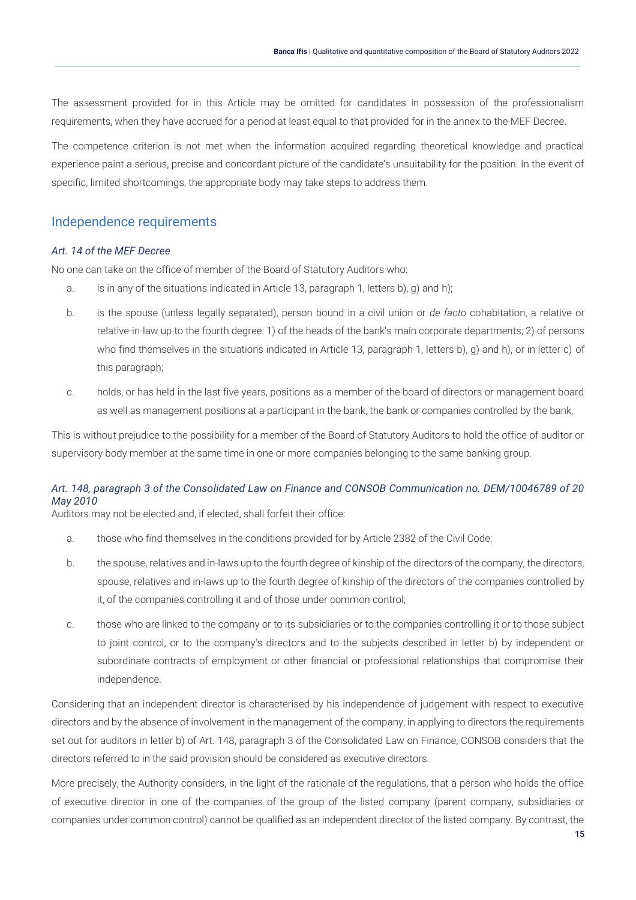The assessment provided for in this Article may be omitted for candidates in possession of the professionalism requirements, when they have accrued for a period at least equal to that provided for in the annex to the MEF Decree.

The competence criterion is not met when the information acquired regarding theoretical knowledge and practical experience paint a serious, precise and concordant picture of the candidate's unsuitability for the position. In the event of specific, limited shortcomings, the appropriate body may take steps to address them.

## Independence requirements

### *Art. 14 of the MEF Decree*

No one can take on the office of member of the Board of Statutory Auditors who:

a. is in any of the situations indicated in Article 13, paragraph 1, letters b), g) and h);

b. is the spouse (unless legally separated), person bound in a civil union or *de facto* cohabitation, a relative or relative-in-law up to the fourth degree: 1) of the heads of the bank's main corporate departments; 2) of persons who find themselves in the situations indicated in Article 13, paragraph 1, letters b), g) and h), or in letter c) of this paragraph;

c. holds, or has held in the last five years, positions as a member of the board of directors or management board as well as management positions at a participant in the bank, the bank or companies controlled by the bank.

This is without prejudice to the possibility for a member of the Board of Statutory Auditors to hold the office of auditor or supervisory body member at the same time in one or more companies belonging to the same banking group.

### *Art. 148, paragraph 3 of the Consolidated Law on Finance and CONSOB Communication no. DEM/10046789 of 20 May 2010*

Auditors may not be elected and, if elected, shall forfeit their office:

a. those who find themselves in the conditions provided for by Article 2382 of the Civil Code;

b. the spouse, relatives and in-laws up to the fourth degree of kinship of the directors of the company, the directors, spouse, relatives and in-laws up to the fourth degree of kinship of the directors of the companies controlled by it, of the companies controlling it and of those under common control;

c. those who are linked to the company or to its subsidiaries or to the companies controlling it or to those subject to joint control, or to the company's directors and to the subjects described in letter b) by independent or subordinate contracts of employment or other financial or professional relationships that compromise their independence.

Considering that an independent director is characterised by his independence of judgement with respect to executive directors and by the absence of involvement in the management of the company, in applying to directors the requirements set out for auditors in letter b) of Art. 148, paragraph 3 of the Consolidated Law on Finance, CONSOB considers that the directors referred to in the said provision should be considered as executive directors.

More precisely, the Authority considers, in the light of the rationale of the regulations, that a person who holds the office of executive director in one of the companies of the group of the listed company (parent company, subsidiaries or companies under common control) cannot be qualified as an independent director of the listed company. By contrast, the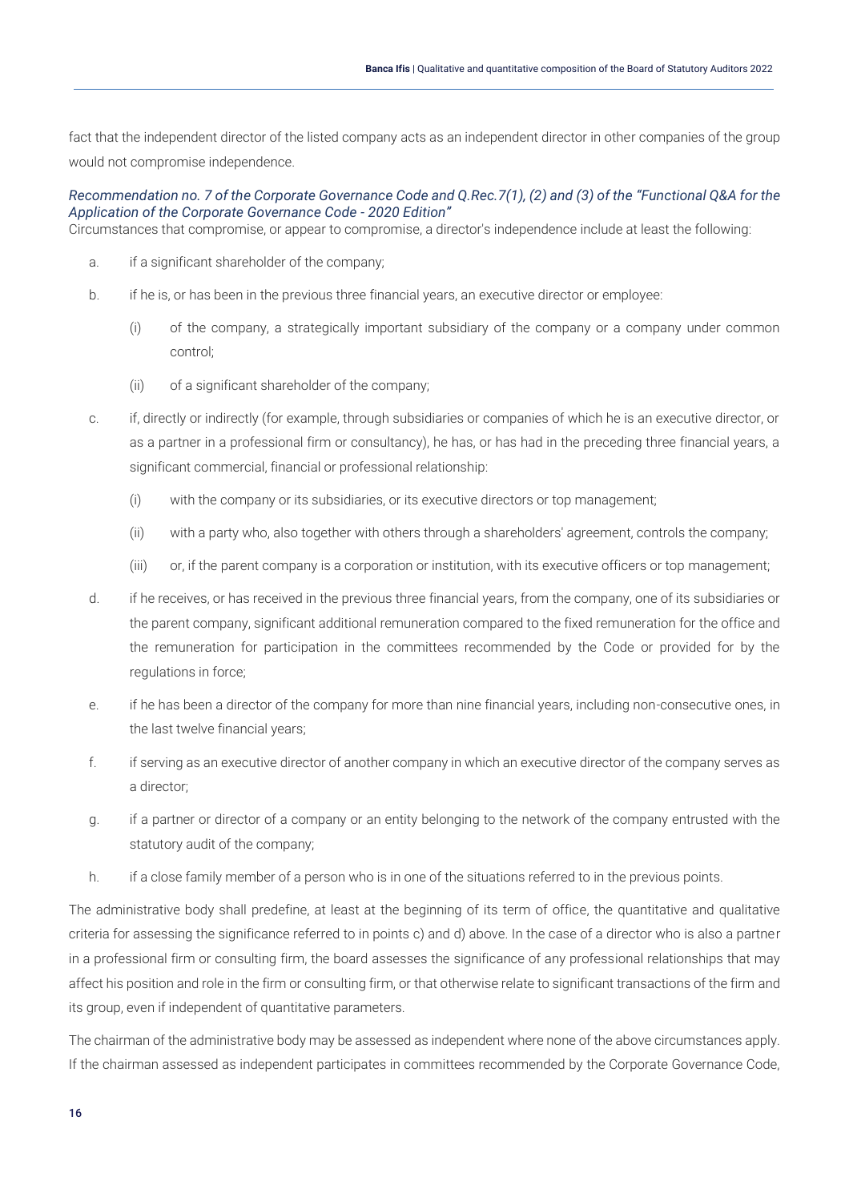fact that the independent director of the listed company acts as an independent director in other companies of the group would not compromise independence.

*Recommendation no. 7 of the Corporate Governance Code and Q.Rec.7(1), (2) and (3) of the "Functional Q&A for the Application of the Corporate Governance Code - 2020 Edition"*

Circumstances that compromise, or appear to compromise, a director's independence include at least the following:

a. if a significant shareholder of the company;

b. if he is, or has been in the previous three financial years, an executive director or employee:

   (i) of the company, a strategically important subsidiary of the company or a company under common control;

   (ii) of a significant shareholder of the company;

c. if, directly or indirectly (for example, through subsidiaries or companies of which he is an executive director, or as a partner in a professional firm or consultancy), he has, or has had in the preceding three financial years, a significant commercial, financial or professional relationship:

   (i) with the company or its subsidiaries, or its executive directors or top management;

   (ii) with a party who, also together with others through a shareholders' agreement, controls the company;

   (iii) or, if the parent company is a corporation or institution, with its executive officers or top management;

d. if he receives, or has received in the previous three financial years, from the company, one of its subsidiaries or the parent company, significant additional remuneration compared to the fixed remuneration for the office and the remuneration for participation in the committees recommended by the Code or provided for by the regulations in force;

e. if he has been a director of the company for more than nine financial years, including non-consecutive ones, in the last twelve financial years;

f. if serving as an executive director of another company in which an executive director of the company serves as a director;

g. if a partner or director of a company or an entity belonging to the network of the company entrusted with the statutory audit of the company;

h. if a close family member of a person who is in one of the situations referred to in the previous points.

The administrative body shall predefine, at least at the beginning of its term of office, the quantitative and qualitative criteria for assessing the significance referred to in points c) and d) above. In the case of a director who is also a partner in a professional firm or consulting firm, the board assesses the significance of any professional relationships that may affect his position and role in the firm or consulting firm, or that otherwise relate to significant transactions of the firm and its group, even if independent of quantitative parameters.

The chairman of the administrative body may be assessed as independent where none of the above circumstances apply. If the chairman assessed as independent participates in committees recommended by the Corporate Governance Code,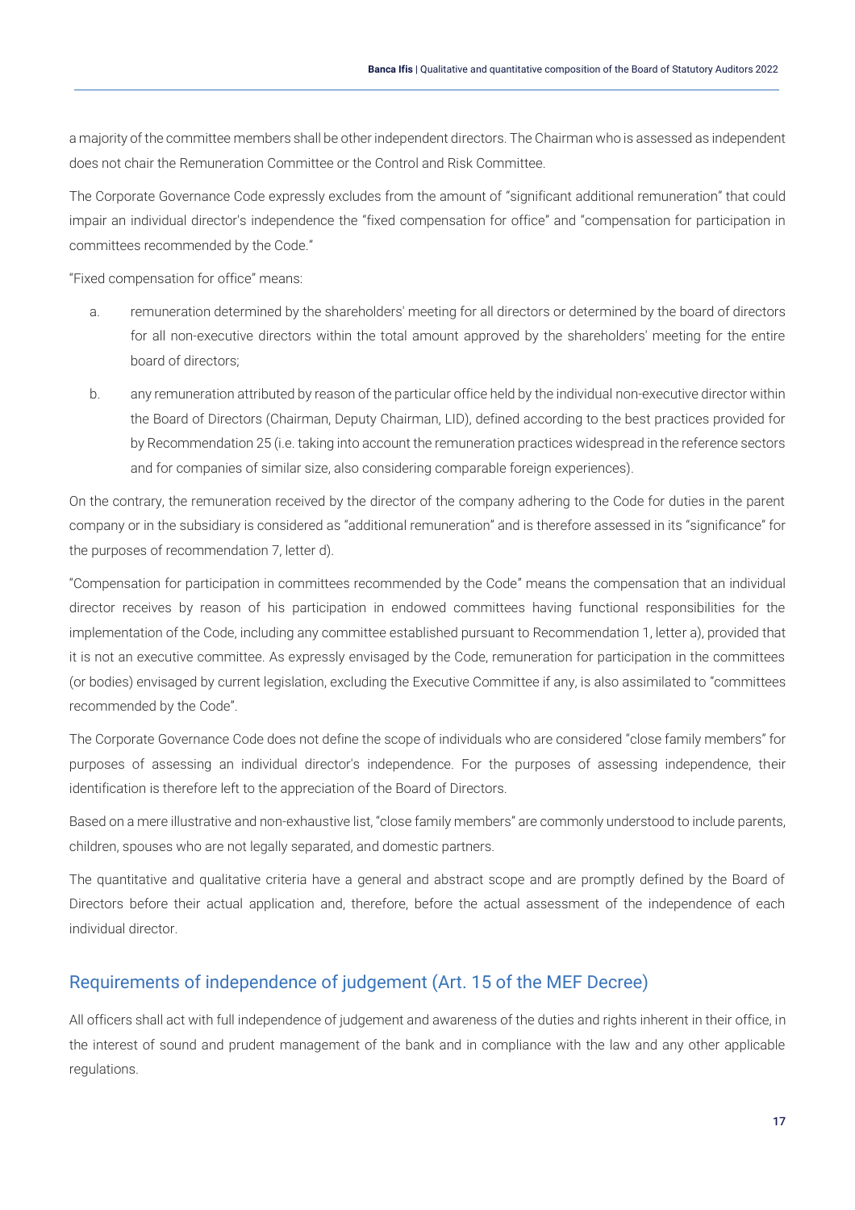a majority of the committee members shall be other independent directors. The Chairman who is assessed as independent does not chair the Remuneration Committee or the Control and Risk Committee.

The Corporate Governance Code expressly excludes from the amount of "significant additional remuneration" that could impair an individual director's independence the "fixed compensation for office" and "compensation for participation in committees recommended by the Code."

"Fixed compensation for office" means:

a. remuneration determined by the shareholders' meeting for all directors or determined by the board of directors for all non-executive directors within the total amount approved by the shareholders' meeting for the entire board of directors;

b. any remuneration attributed by reason of the particular office held by the individual non-executive director within the Board of Directors (Chairman, Deputy Chairman, LID), defined according to the best practices provided for by Recommendation 25 (i.e. taking into account the remuneration practices widespread in the reference sectors and for companies of similar size, also considering comparable foreign experiences).

On the contrary, the remuneration received by the director of the company adhering to the Code for duties in the parent company or in the subsidiary is considered as "additional remuneration" and is therefore assessed in its "significance" for the purposes of recommendation 7, letter d).

"Compensation for participation in committees recommended by the Code" means the compensation that an individual director receives by reason of his participation in endowed committees having functional responsibilities for the implementation of the Code, including any committee established pursuant to Recommendation 1, letter a), provided that it is not an executive committee. As expressly envisaged by the Code, remuneration for participation in the committees (or bodies) envisaged by current legislation, excluding the Executive Committee if any, is also assimilated to "committees recommended by the Code".

The Corporate Governance Code does not define the scope of individuals who are considered "close family members" for purposes of assessing an individual director's independence. For the purposes of assessing independence, their identification is therefore left to the appreciation of the Board of Directors.

Based on a mere illustrative and non-exhaustive list, "close family members" are commonly understood to include parents, children, spouses who are not legally separated, and domestic partners.

The quantitative and qualitative criteria have a general and abstract scope and are promptly defined by the Board of Directors before their actual application and, therefore, before the actual assessment of the independence of each individual director.

## Requirements of independence of judgement (Art. 15 of the MEF Decree)

All officers shall act with full independence of judgement and awareness of the duties and rights inherent in their office, in the interest of sound and prudent management of the bank and in compliance with the law and any other applicable regulations.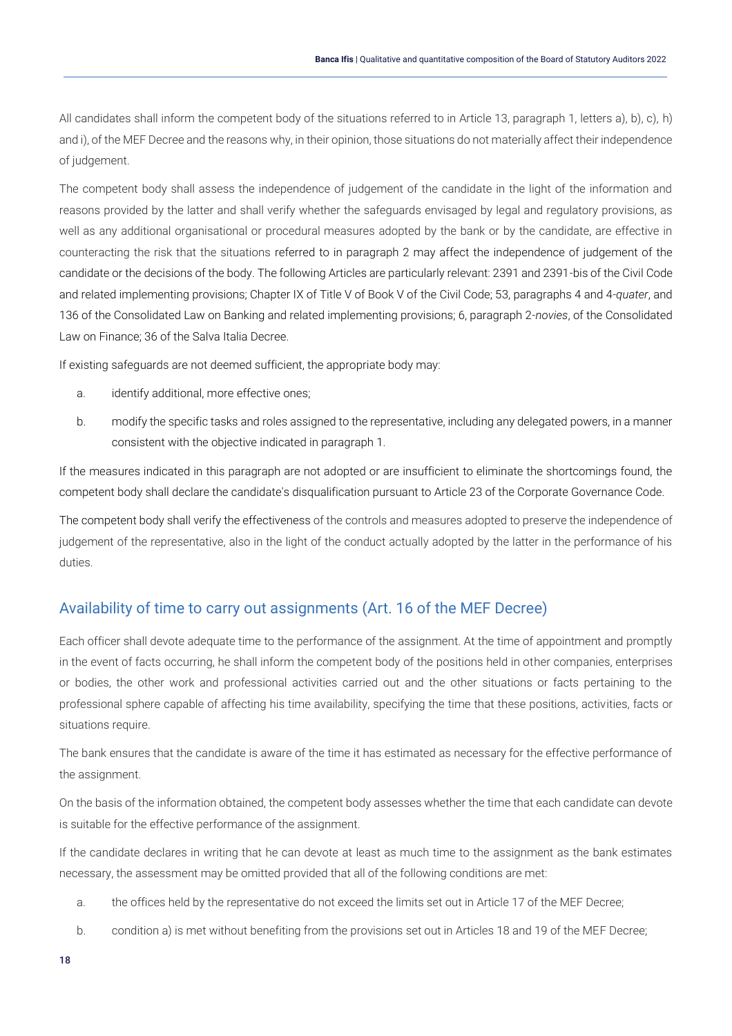All candidates shall inform the competent body of the situations referred to in Article 13, paragraph 1, letters a), b), c), h) and i), of the MEF Decree and the reasons why, in their opinion, those situations do not materially affect their independence of judgement.

The competent body shall assess the independence of judgement of the candidate in the light of the information and reasons provided by the latter and shall verify whether the safeguards envisaged by legal and regulatory provisions, as well as any additional organisational or procedural measures adopted by the bank or by the candidate, are effective in counteracting the risk that the situations referred to in paragraph 2 may affect the independence of judgement of the candidate or the decisions of the body. The following Articles are particularly relevant: 2391 and 2391-bis of the Civil Code and related implementing provisions; Chapter IX of Title V of Book V of the Civil Code; 53, paragraphs 4 and 4-*quater*, and 136 of the Consolidated Law on Banking and related implementing provisions; 6, paragraph 2-*novies*, of the Consolidated Law on Finance; 36 of the Salva Italia Decree.

If existing safeguards are not deemed sufficient, the appropriate body may:

a. identify additional, more effective ones;
b. modify the specific tasks and roles assigned to the representative, including any delegated powers, in a manner consistent with the objective indicated in paragraph 1.

If the measures indicated in this paragraph are not adopted or are insufficient to eliminate the shortcomings found, the competent body shall declare the candidate's disqualification pursuant to Article 23 of the Corporate Governance Code.

The competent body shall verify the effectiveness of the controls and measures adopted to preserve the independence of judgement of the representative, also in the light of the conduct actually adopted by the latter in the performance of his duties.

## Availability of time to carry out assignments (Art. 16 of the MEF Decree)

Each officer shall devote adequate time to the performance of the assignment. At the time of appointment and promptly in the event of facts occurring, he shall inform the competent body of the positions held in other companies, enterprises or bodies, the other work and professional activities carried out and the other situations or facts pertaining to the professional sphere capable of affecting his time availability, specifying the time that these positions, activities, facts or situations require.

The bank ensures that the candidate is aware of the time it has estimated as necessary for the effective performance of the assignment.

On the basis of the information obtained, the competent body assesses whether the time that each candidate can devote is suitable for the effective performance of the assignment.

If the candidate declares in writing that he can devote at least as much time to the assignment as the bank estimates necessary, the assessment may be omitted provided that all of the following conditions are met:

a. the offices held by the representative do not exceed the limits set out in Article 17 of the MEF Decree;
b. condition a) is met without benefiting from the provisions set out in Articles 18 and 19 of the MEF Decree;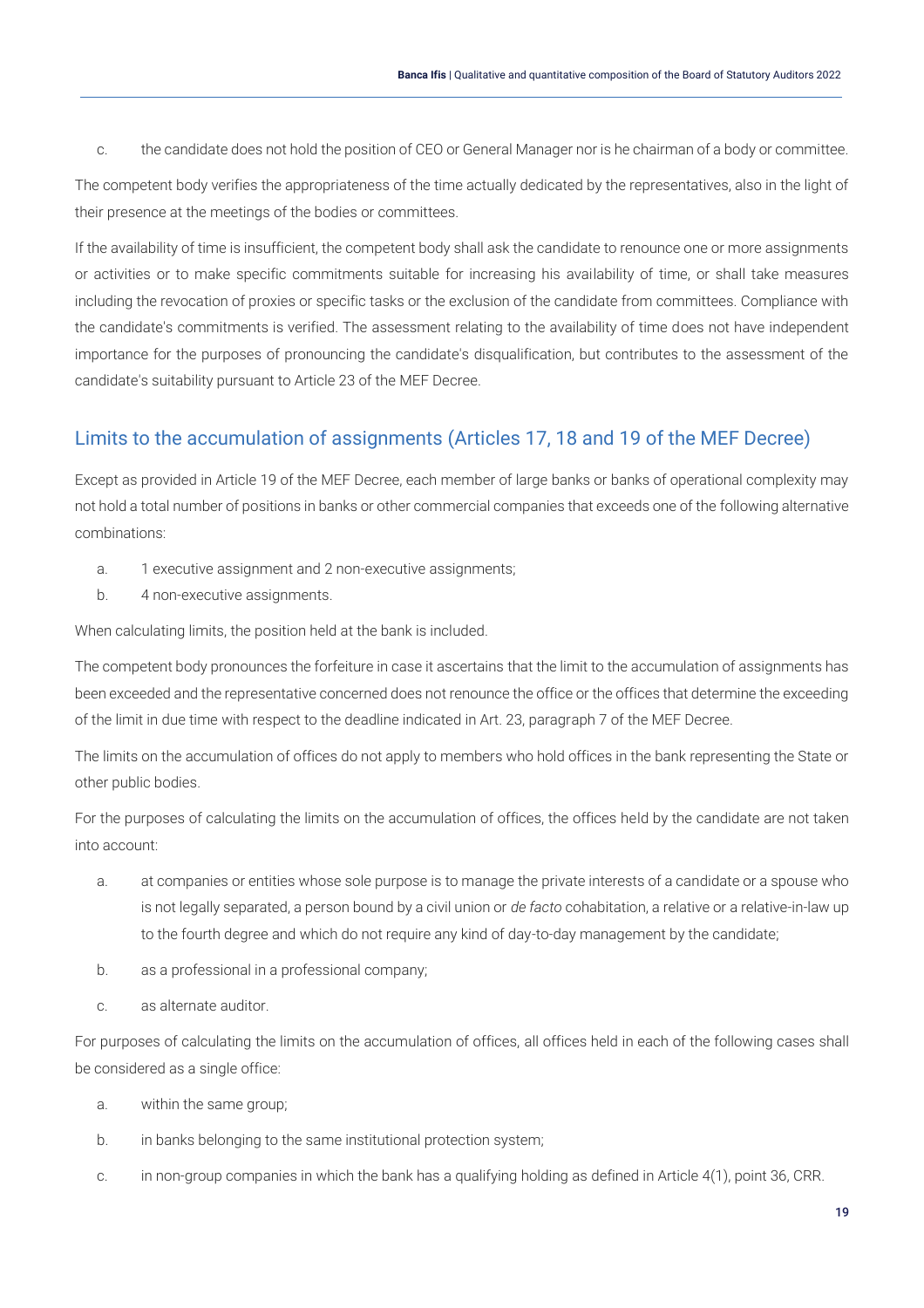c. the candidate does not hold the position of CEO or General Manager nor is he chairman of a body or committee.

The competent body verifies the appropriateness of the time actually dedicated by the representatives, also in the light of their presence at the meetings of the bodies or committees.

If the availability of time is insufficient, the competent body shall ask the candidate to renounce one or more assignments or activities or to make specific commitments suitable for increasing his availability of time, or shall take measures including the revocation of proxies or specific tasks or the exclusion of the candidate from committees. Compliance with the candidate's commitments is verified. The assessment relating to the availability of time does not have independent importance for the purposes of pronouncing the candidate's disqualification, but contributes to the assessment of the candidate's suitability pursuant to Article 23 of the MEF Decree.

## Limits to the accumulation of assignments (Articles 17, 18 and 19 of the MEF Decree)

Except as provided in Article 19 of the MEF Decree, each member of large banks or banks of operational complexity may not hold a total number of positions in banks or other commercial companies that exceeds one of the following alternative combinations:

a. 1 executive assignment and 2 non-executive assignments;
b. 4 non-executive assignments.

When calculating limits, the position held at the bank is included.

The competent body pronounces the forfeiture in case it ascertains that the limit to the accumulation of assignments has been exceeded and the representative concerned does not renounce the office or the offices that determine the exceeding of the limit in due time with respect to the deadline indicated in Art. 23, paragraph 7 of the MEF Decree.

The limits on the accumulation of offices do not apply to members who hold offices in the bank representing the State or other public bodies.

For the purposes of calculating the limits on the accumulation of offices, the offices held by the candidate are not taken into account:

a. at companies or entities whose sole purpose is to manage the private interests of a candidate or a spouse who is not legally separated, a person bound by a civil union or *de facto* cohabitation, a relative or a relative-in-law up to the fourth degree and which do not require any kind of day-to-day management by the candidate;
b. as a professional in a professional company;
c. as alternate auditor.

For purposes of calculating the limits on the accumulation of offices, all offices held in each of the following cases shall be considered as a single office:

a. within the same group;
b. in banks belonging to the same institutional protection system;
c. in non-group companies in which the bank has a qualifying holding as defined in Article 4(1), point 36, CRR.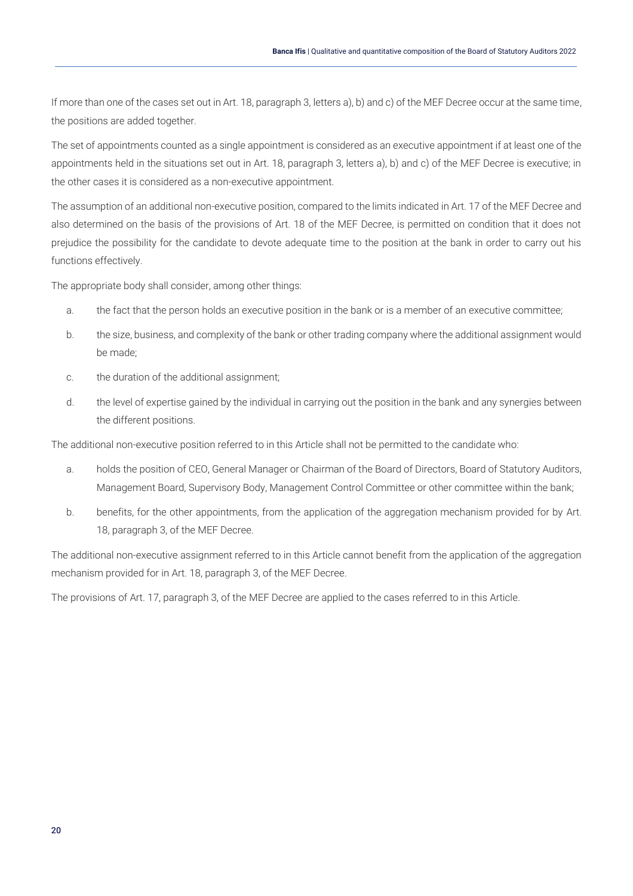If more than one of the cases set out in Art. 18, paragraph 3, letters a), b) and c) of the MEF Decree occur at the same time, the positions are added together.

The set of appointments counted as a single appointment is considered as an executive appointment if at least one of the appointments held in the situations set out in Art. 18, paragraph 3, letters a), b) and c) of the MEF Decree is executive; in the other cases it is considered as a non-executive appointment.

The assumption of an additional non-executive position, compared to the limits indicated in Art. 17 of the MEF Decree and also determined on the basis of the provisions of Art. 18 of the MEF Decree, is permitted on condition that it does not prejudice the possibility for the candidate to devote adequate time to the position at the bank in order to carry out his functions effectively.

The appropriate body shall consider, among other things:

a. the fact that the person holds an executive position in the bank or is a member of an executive committee;
b. the size, business, and complexity of the bank or other trading company where the additional assignment would be made;
c. the duration of the additional assignment;
d. the level of expertise gained by the individual in carrying out the position in the bank and any synergies between the different positions.

The additional non-executive position referred to in this Article shall not be permitted to the candidate who:

a. holds the position of CEO, General Manager or Chairman of the Board of Directors, Board of Statutory Auditors, Management Board, Supervisory Body, Management Control Committee or other committee within the bank;
b. benefits, for the other appointments, from the application of the aggregation mechanism provided for by Art. 18, paragraph 3, of the MEF Decree.

The additional non-executive assignment referred to in this Article cannot benefit from the application of the aggregation mechanism provided for in Art. 18, paragraph 3, of the MEF Decree.

The provisions of Art. 17, paragraph 3, of the MEF Decree are applied to the cases referred to in this Article.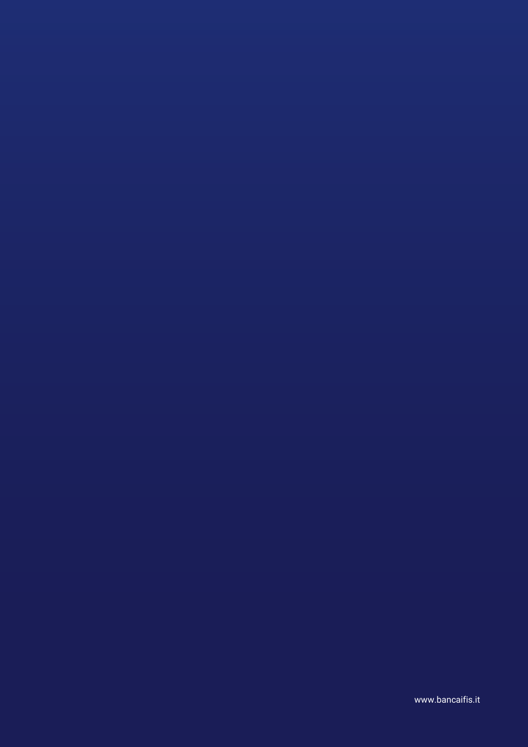www.bancaifis.it